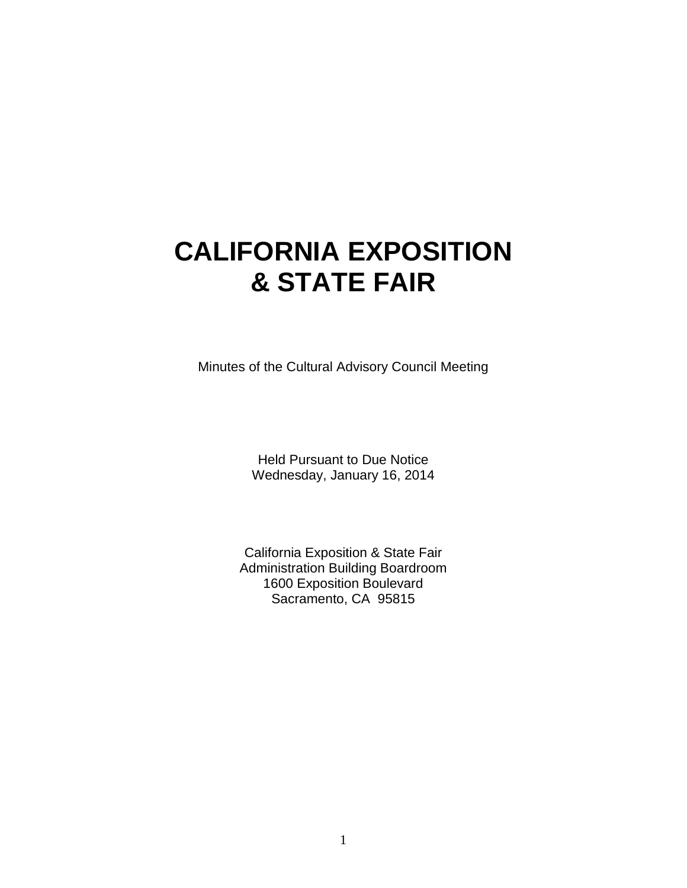# CALIFORNIA EXPOSITION & STATE FAIR

Minutes of the Cultural Advisory Council Meeting

Held Pursuant to Due Notice
Wednesday, January 16, 2014

California Exposition & State Fair
Administration Building Boardroom
1600 Exposition Boulevard
Sacramento, CA 95815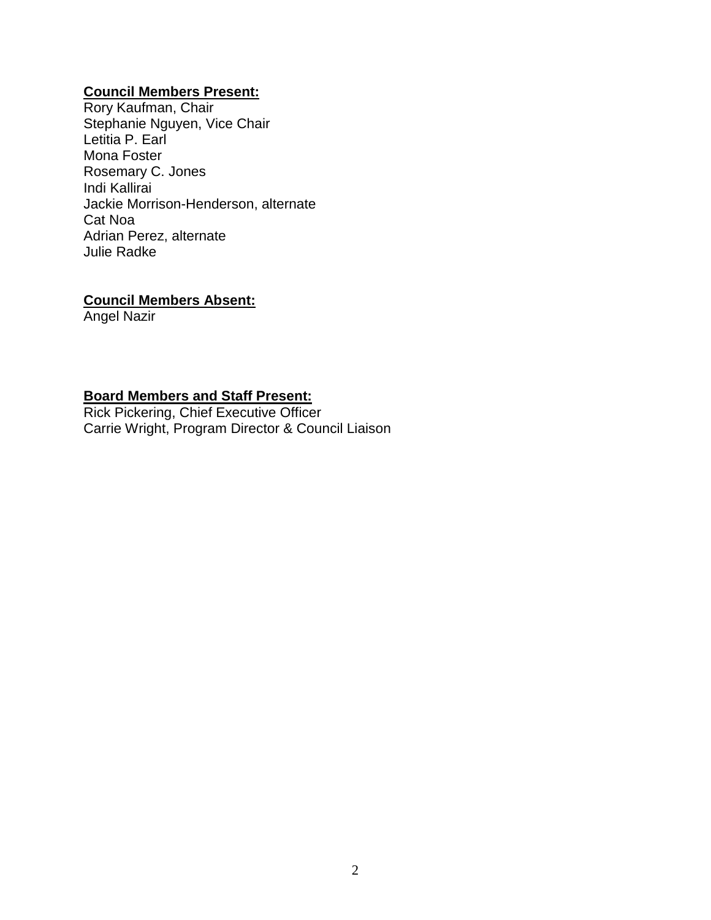**Council Members Present:**

Rory Kaufman, Chair
Stephanie Nguyen, Vice Chair
Letitia P. Earl
Mona Foster
Rosemary C. Jones
Indi Kallirai
Jackie Morrison-Henderson, alternate
Cat Noa
Adrian Perez, alternate
Julie Radke

**Council Members Absent:**

Angel Nazir

**Board Members and Staff Present:**

Rick Pickering, Chief Executive Officer
Carrie Wright, Program Director & Council Liaison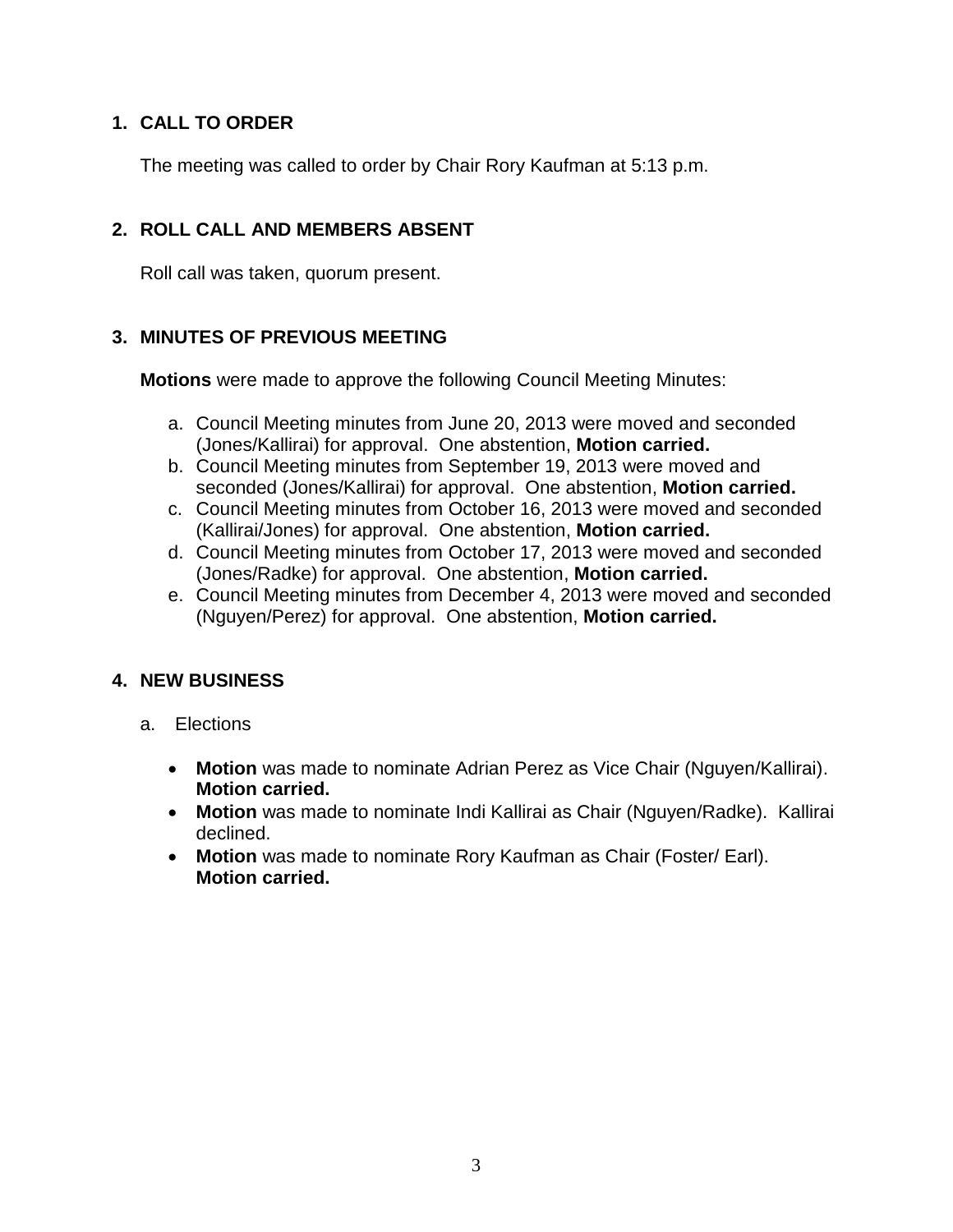1. **CALL TO ORDER**

   The meeting was called to order by Chair Rory Kaufman at 5:13 p.m.

2. **ROLL CALL AND MEMBERS ABSENT**

   Roll call was taken, quorum present.

3. **MINUTES OF PREVIOUS MEETING**

   **Motions** were made to approve the following Council Meeting Minutes:

   a. Council Meeting minutes from June 20, 2013 were moved and seconded (Jones/Kallirai) for approval. One abstention, **Motion carried.**
   b. Council Meeting minutes from September 19, 2013 were moved and seconded (Jones/Kallirai) for approval. One abstention, **Motion carried.**
   c. Council Meeting minutes from October 16, 2013 were moved and seconded (Kallirai/Jones) for approval. One abstention, **Motion carried.**
   d. Council Meeting minutes from October 17, 2013 were moved and seconded (Jones/Radke) for approval. One abstention, **Motion carried.**
   e. Council Meeting minutes from December 4, 2013 were moved and seconded (Nguyen/Perez) for approval. One abstention, **Motion carried.**

4. **NEW BUSINESS**

   a. Elections

   - **Motion** was made to nominate Adrian Perez as Vice Chair (Nguyen/Kallirai). **Motion carried.**
   - **Motion** was made to nominate Indi Kallirai as Chair (Nguyen/Radke). Kallirai declined.
   - **Motion** was made to nominate Rory Kaufman as Chair (Foster/ Earl). **Motion carried.**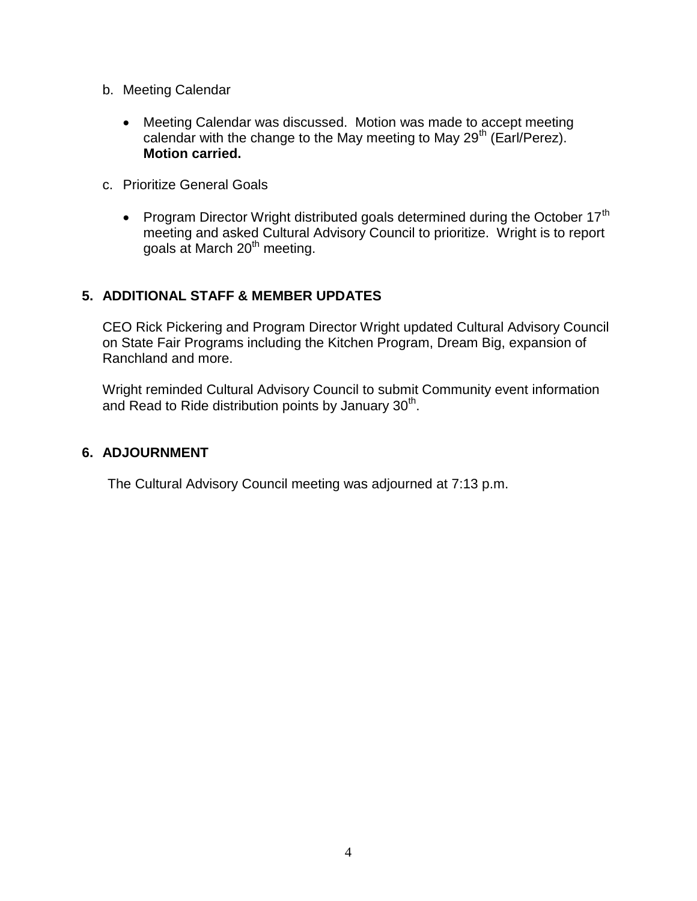b. Meeting Calendar

- Meeting Calendar was discussed. Motion was made to accept meeting calendar with the change to the May meeting to May 29th (Earl/Perez). **Motion carried.**

c. Prioritize General Goals

- Program Director Wright distributed goals determined during the October 17th meeting and asked Cultural Advisory Council to prioritize. Wright is to report goals at March 20th meeting.

## 5. ADDITIONAL STAFF & MEMBER UPDATES

CEO Rick Pickering and Program Director Wright updated Cultural Advisory Council on State Fair Programs including the Kitchen Program, Dream Big, expansion of Ranchland and more.

Wright reminded Cultural Advisory Council to submit Community event information and Read to Ride distribution points by January 30th.

## 6. ADJOURNMENT

The Cultural Advisory Council meeting was adjourned at 7:13 p.m.